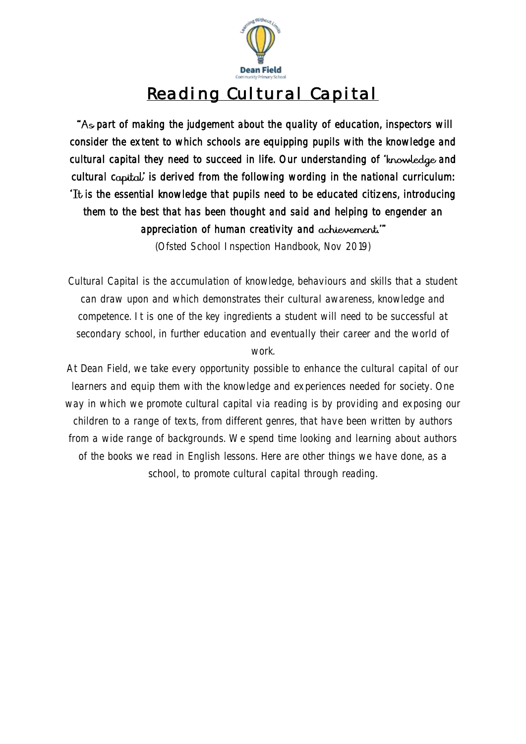# Reading Cultural Capital

**"As part of making the judgement about the quality of education, inspectors will consider the extent to which schools are equipping pupils with the knowledge and cultural capital they need to succeed in life. Our understanding of 'knowledge and cultural capital' is derived from the following wording in the national curriculum: 'It is the essential knowledge that pupils need to be educated citizens, introducing them to the best that has been thought and said and helping to engender an appreciation of human creativity and achievement.'"**

(Ofsted School Inspection Handbook, Nov 2019)

Cultural Capital is the accumulation of knowledge, behaviours and skills that a student can draw upon and which demonstrates their cultural awareness, knowledge and competence. It is one of the key ingredients a student will need to be successful at secondary school, in further education and eventually their career and the world of work.

At Dean Field, we take every opportunity possible to enhance the cultural capital of our learners and equip them with the knowledge and experiences needed for society. One way in which we promote cultural capital via reading is by providing and exposing our children to a range of texts, from different genres, that have been written by authors from a wide range of backgrounds. We spend time looking and learning about authors of the books we read in English lessons. Here are other things we have done, as a school, to promote cultural capital through reading.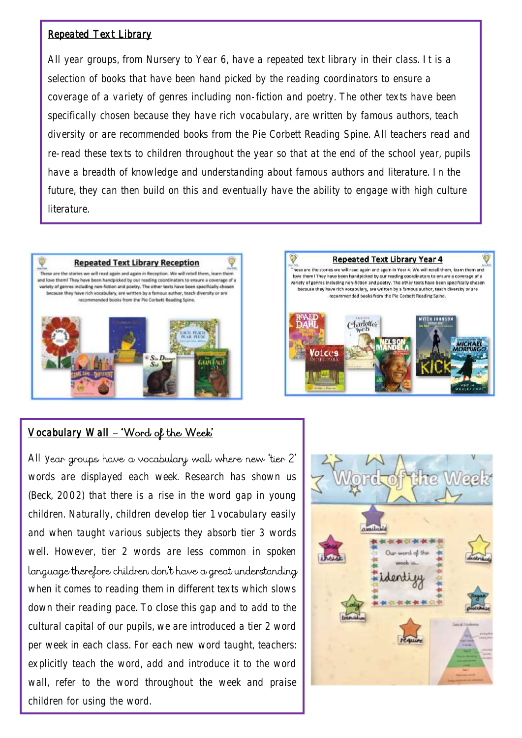## Repeated Text Library

All year groups, from Nursery to Year 6, have a repeated text library in their class. It is a selection of books that have been hand picked by the reading coordinators to ensure a coverage of a variety of genres including non-fiction and poetry. The other texts have been specifically chosen because they have rich vocabulary, are written by famous authors, teach diversity or are recommended books from the Pie Corbett Reading Spine. All teachers read and re-read these texts to children throughout the year so that at the end of the school year, pupils have a breadth of knowledge and understanding about famous authors and literature. In the future, they can then build on this and eventually have the ability to engage with high culture literature.

## Vocabulary Wall – 'Word of the Week'

All year groups have a vocabulary wall where new 'tier 2' words are displayed each week. Research has shown us (Beck, 2002) that there is a rise in the word gap in young children. Naturally, children develop tier 1 vocabulary easily and when taught various subjects they absorb tier 3 words well. However, tier 2 words are less common in spoken language therefore children don't have a great understanding when it comes to reading them in different texts which slows down their reading pace. To close this gap and to add to the cultural capital of our pupils, we are introduced a tier 2 word per week in each class. For each new word taught, teachers: explicitly teach the word, add and introduce it to the word wall, refer to the word throughout the week and praise children for using the word.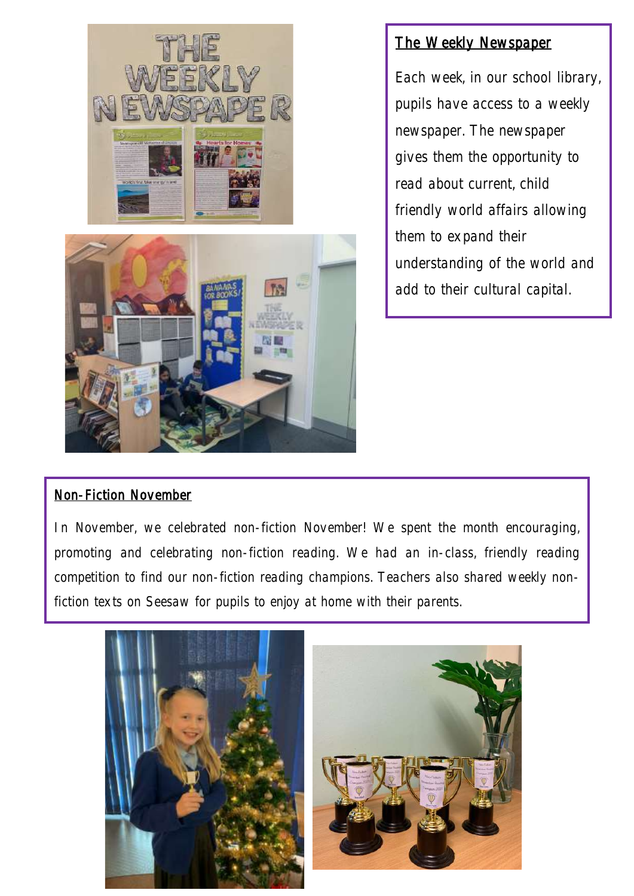## The Weekly Newspaper

Each week, in our school library, pupils have access to a weekly newspaper. The newspaper gives them the opportunity to read about current, child friendly world affairs allowing them to expand their understanding of the world and add to their cultural capital.

## Non-Fiction November

In November, we celebrated non-fiction November! We spent the month encouraging, promoting and celebrating non-fiction reading. We had an in-class, friendly reading competition to find our non-fiction reading champions. Teachers also shared weekly non-fiction texts on Seesaw for pupils to enjoy at home with their parents.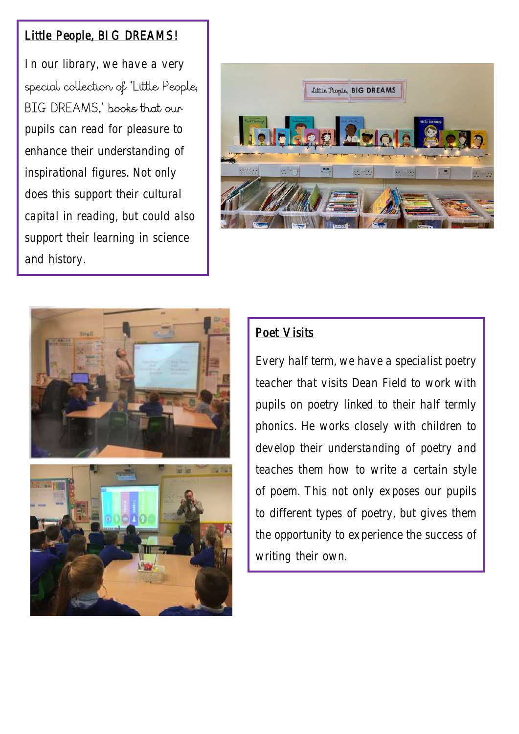## Little People, BIG DREAMS!

In our library, we have a very special collection of 'Little People, BIG DREAMS,' books that our pupils can read for pleasure to enhance their understanding of inspirational figures. Not only does this support their cultural capital in reading, but could also support their learning in science and history.

## Poet Visits

Every half term, we have a specialist poetry teacher that visits Dean Field to work with pupils on poetry linked to their half termly phonics. He works closely with children to develop their understanding of poetry and teaches them how to write a certain style of poem. This not only exposes our pupils to different types of poetry, but gives them the opportunity to experience the success of writing their own.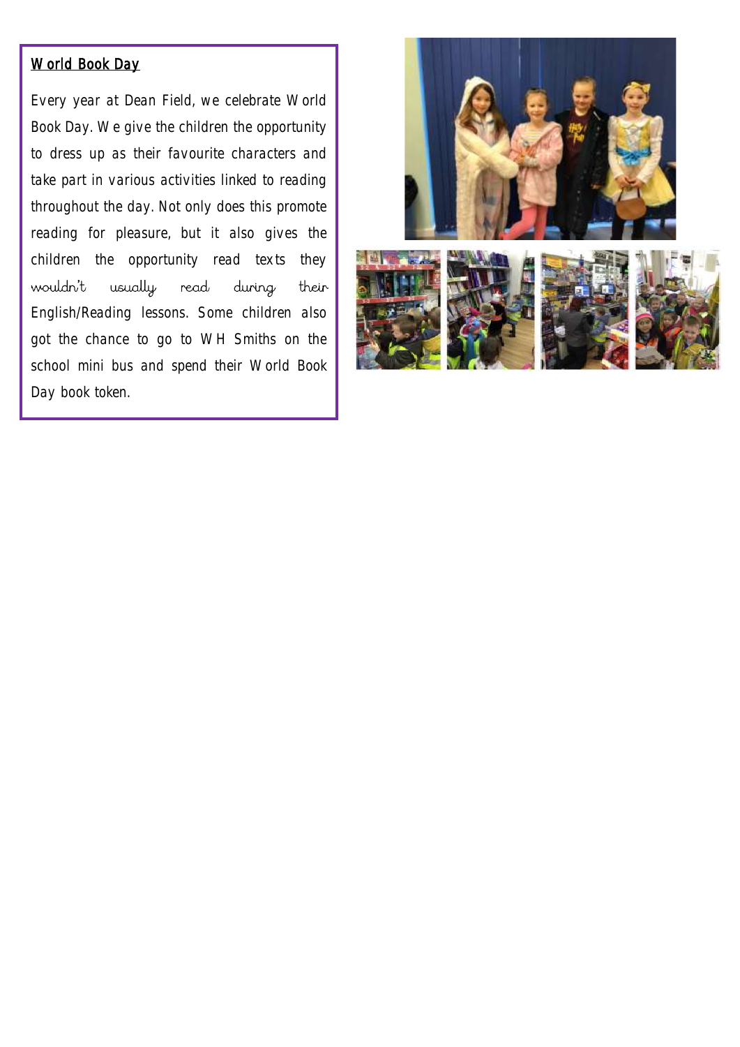## World Book Day

Every year at Dean Field, we celebrate World Book Day. We give the children the opportunity to dress up as their favourite characters and take part in various activities linked to reading throughout the day. Not only does this promote reading for pleasure, but it also gives the children the opportunity read texts they wouldn't usually read during their English/Reading lessons. Some children also got the chance to go to WH Smiths on the school mini bus and spend their World Book Day book token.